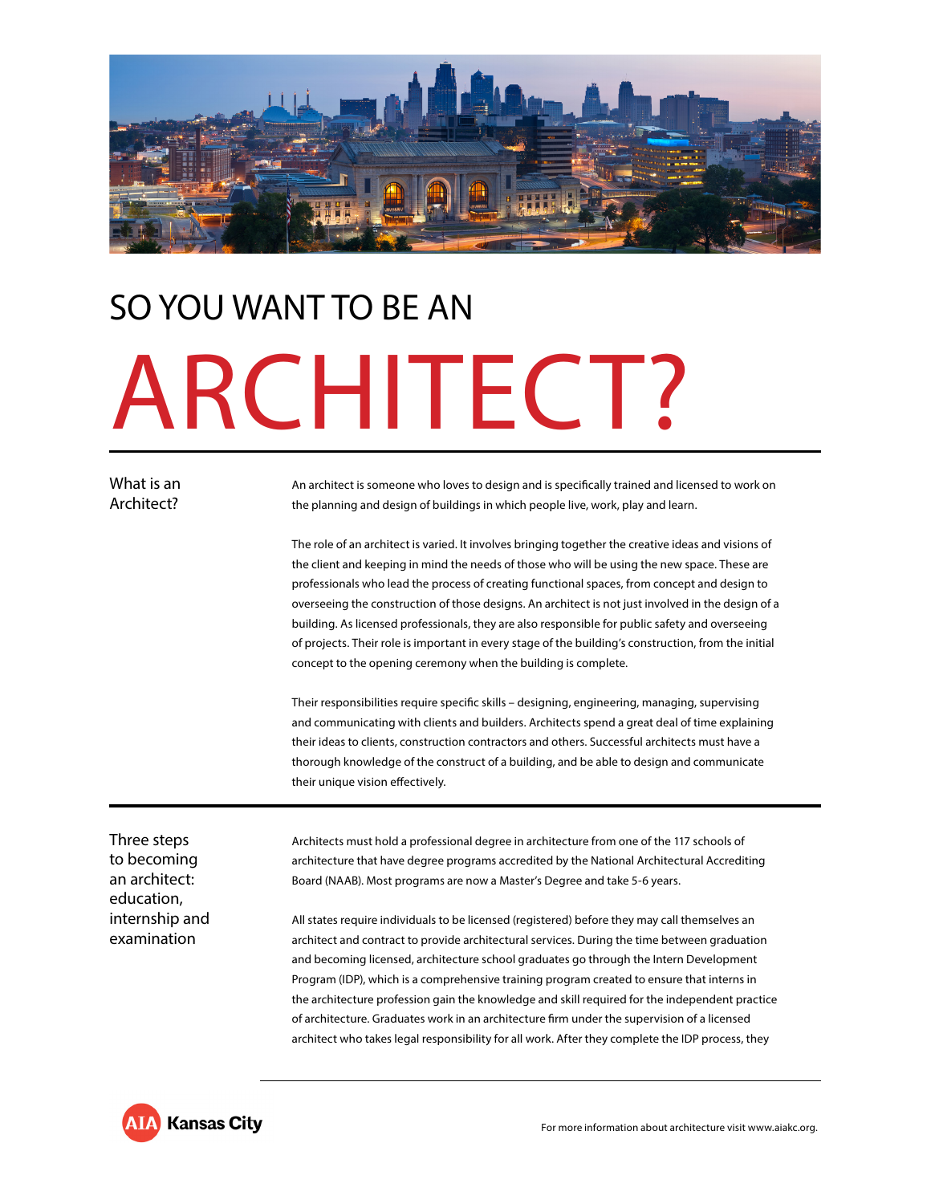# SO YOU WANT TO BE AN ARCHITECT?

## What is an Architect?

An architect is someone who loves to design and is specifically trained and licensed to work on the planning and design of buildings in which people live, work, play and learn.

The role of an architect is varied. It involves bringing together the creative ideas and visions of the client and keeping in mind the needs of those who will be using the new space. These are professionals who lead the process of creating functional spaces, from concept and design to overseeing the construction of those designs. An architect is not just involved in the design of a building. As licensed professionals, they are also responsible for public safety and overseeing of projects. Their role is important in every stage of the building's construction, from the initial concept to the opening ceremony when the building is complete.

Their responsibilities require specific skills – designing, engineering, managing, supervising and communicating with clients and builders. Architects spend a great deal of time explaining their ideas to clients, construction contractors and others. Successful architects must have a thorough knowledge of the construct of a building, and be able to design and communicate their unique vision effectively.

## Three steps to becoming an architect: education, internship and examination

Architects must hold a professional degree in architecture from one of the 117 schools of architecture that have degree programs accredited by the National Architectural Accrediting Board (NAAB). Most programs are now a Master's Degree and take 5-6 years.

All states require individuals to be licensed (registered) before they may call themselves an architect and contract to provide architectural services. During the time between graduation and becoming licensed, architecture school graduates go through the Intern Development Program (IDP), which is a comprehensive training program created to ensure that interns in the architecture profession gain the knowledge and skill required for the independent practice of architecture. Graduates work in an architecture firm under the supervision of a licensed architect who takes legal responsibility for all work. After they complete the IDP process, they

AIA Kansas City

For more information about architecture visit www.aiakc.org.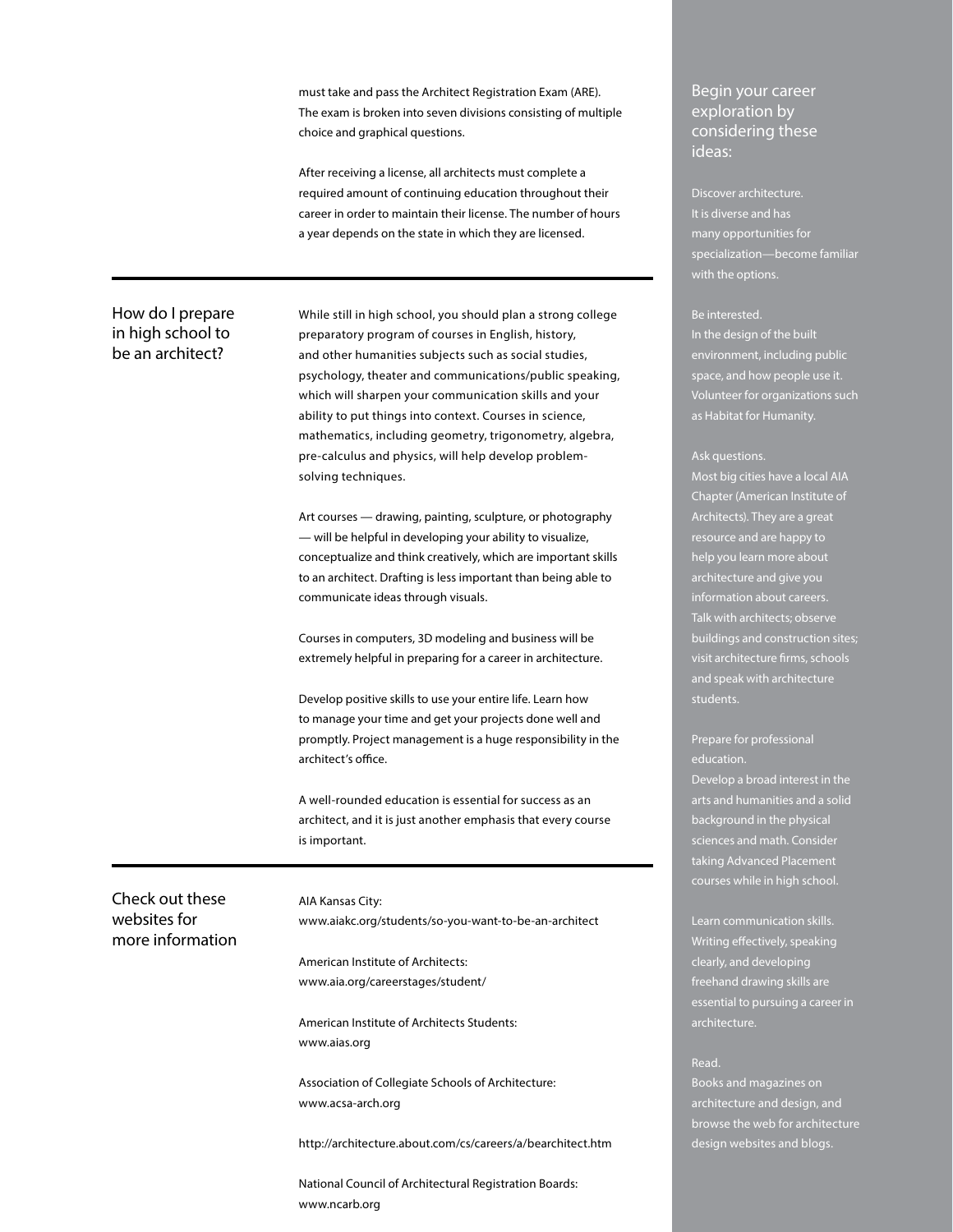must take and pass the Architect Registration Exam (ARE). The exam is broken into seven divisions consisting of multiple choice and graphical questions.

After receiving a license, all architects must complete a required amount of continuing education throughout their career in order to maintain their license. The number of hours a year depends on the state in which they are licensed.

## How do I prepare in high school to be an architect?

While still in high school, you should plan a strong college preparatory program of courses in English, history, and other humanities subjects such as social studies, psychology, theater and communications/public speaking, which will sharpen your communication skills and your ability to put things into context. Courses in science, mathematics, including geometry, trigonometry, algebra, pre-calculus and physics, will help develop problem-solving techniques.

Art courses — drawing, painting, sculpture, or photography — will be helpful in developing your ability to visualize, conceptualize and think creatively, which are important skills to an architect. Drafting is less important than being able to communicate ideas through visuals.

Courses in computers, 3D modeling and business will be extremely helpful in preparing for a career in architecture.

Develop positive skills to use your entire life. Learn how to manage your time and get your projects done well and promptly. Project management is a huge responsibility in the architect's office.

A well-rounded education is essential for success as an architect, and it is just another emphasis that every course is important.

## Check out these websites for more information

AIA Kansas City:
www.aiakc.org/students/so-you-want-to-be-an-architect

American Institute of Architects:
www.aia.org/careerstages/student/

American Institute of Architects Students:
www.aias.org

Association of Collegiate Schools of Architecture:
www.acsa-arch.org

http://architecture.about.com/cs/careers/a/bearchitect.htm

National Council of Architectural Registration Boards:
www.ncarb.org

## Begin your career exploration by considering these ideas:

**Discover architecture.**
It is diverse and has many opportunities for specialization—become familiar with the options.

**Be interested.**
In the design of the built environment, including public space, and how people use it. Volunteer for organizations such as Habitat for Humanity.

**Ask questions.**
Most big cities have a local AIA Chapter (American Institute of Architects). They are a great resource and are happy to help you learn more about architecture and give you information about careers. Talk with architects; observe buildings and construction sites; visit architecture firms, schools and speak with architecture students.

**Prepare for professional education.**
Develop a broad interest in the arts and humanities and a solid background in the physical sciences and math. Consider taking Advanced Placement courses while in high school.

**Learn communication skills.**
Writing effectively, speaking clearly, and developing freehand drawing skills are essential to pursuing a career in architecture.

**Read.**
Books and magazines on architecture and design, and browse the web for architecture design websites and blogs.